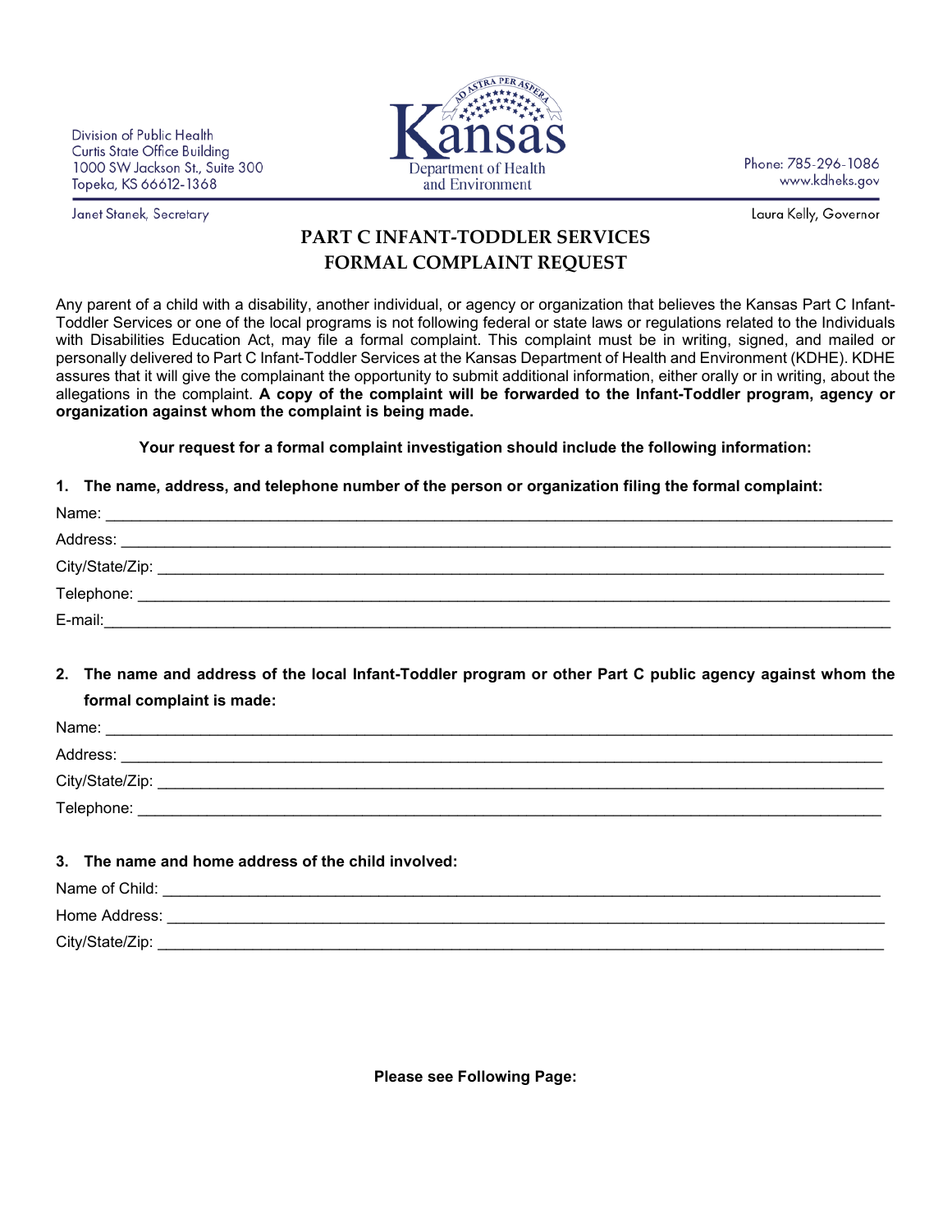Division of Public Health
Curtis State Office Building
1000 SW Jackson St., Suite 300
Topeka, KS 66612-1368

Kansas Department of Health and Environment

Phone: 785-296-1086
www.kdheks.gov

Janet Stanek, Secretary

Laura Kelly, Governor

# PART C INFANT-TODDLER SERVICES FORMAL COMPLAINT REQUEST

Any parent of a child with a disability, another individual, or agency or organization that believes the Kansas Part C Infant-Toddler Services or one of the local programs is not following federal or state laws or regulations related to the Individuals with Disabilities Education Act, may file a formal complaint. This complaint must be in writing, signed, and mailed or personally delivered to Part C Infant-Toddler Services at the Kansas Department of Health and Environment (KDHE). KDHE assures that it will give the complainant the opportunity to submit additional information, either orally or in writing, about the allegations in the complaint. **A copy of the complaint will be forwarded to the Infant-Toddler program, agency or organization against whom the complaint is being made.**

**Your request for a formal complaint investigation should include the following information:**

**1. The name, address, and telephone number of the person or organization filing the formal complaint:**

Name: ______________________________________________

Address: ______________________________________________

City/State/Zip: ______________________________________________

Telephone: ______________________________________________

E-mail: ______________________________________________

**2. The name and address of the local Infant-Toddler program or other Part C public agency against whom the formal complaint is made:**

Name: ______________________________________________

Address: ______________________________________________

City/State/Zip: ______________________________________________

Telephone: ______________________________________________

**3. The name and home address of the child involved:**

Name of Child: ______________________________________________

Home Address: ______________________________________________

City/State/Zip: ______________________________________________

**Please see Following Page:**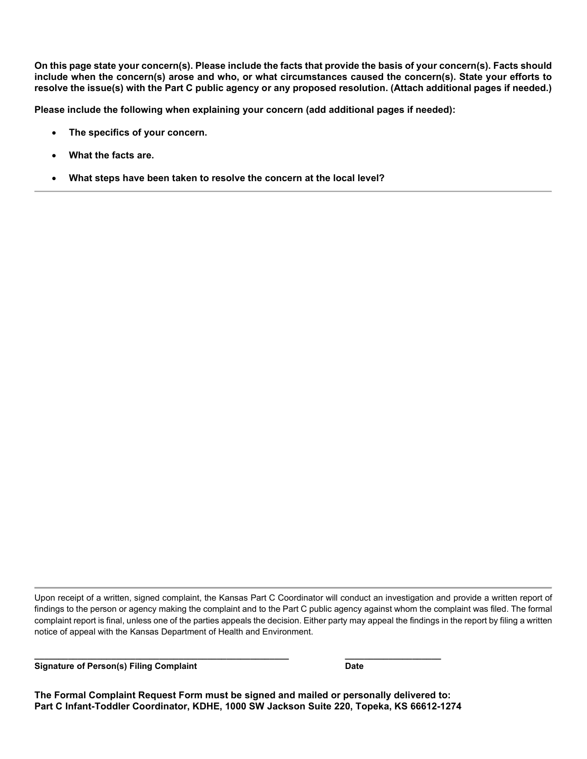**On this page state your concern(s). Please include the facts that provide the basis of your concern(s). Facts should include when the concern(s) arose and who, or what circumstances caused the concern(s). State your efforts to resolve the issue(s) with the Part C public agency or any proposed resolution. (Attach additional pages if needed.)**

**Please include the following when explaining your concern (add additional pages if needed):**

- **The specifics of your concern.**
- **What the facts are.**
- **What steps have been taken to resolve the concern at the local level?**

---

---

Upon receipt of a written, signed complaint, the Kansas Part C Coordinator will conduct an investigation and provide a written report of findings to the person or agency making the complaint and to the Part C public agency against whom the complaint was filed. The formal complaint report is final, unless one of the parties appeals the decision. Either party may appeal the findings in the report by filing a written notice of appeal with the Kansas Department of Health and Environment.

\_\_\_\_\_\_\_\_\_\_\_\_\_\_\_\_\_\_\_\_\_\_\_\_\_\_\_\_\_\_\_\_\_\_\_\_\_\_\_\_\_\_\_\_\_\_\_\_\_\_\_\_ \_\_\_\_\_\_\_\_\_\_\_\_\_\_\_\_\_\_\_\_

**Signature of Person(s) Filing Complaint** **Date**

**The Formal Complaint Request Form must be signed and mailed or personally delivered to:**
**Part C Infant-Toddler Coordinator, KDHE, 1000 SW Jackson Suite 220, Topeka, KS 66612-1274**